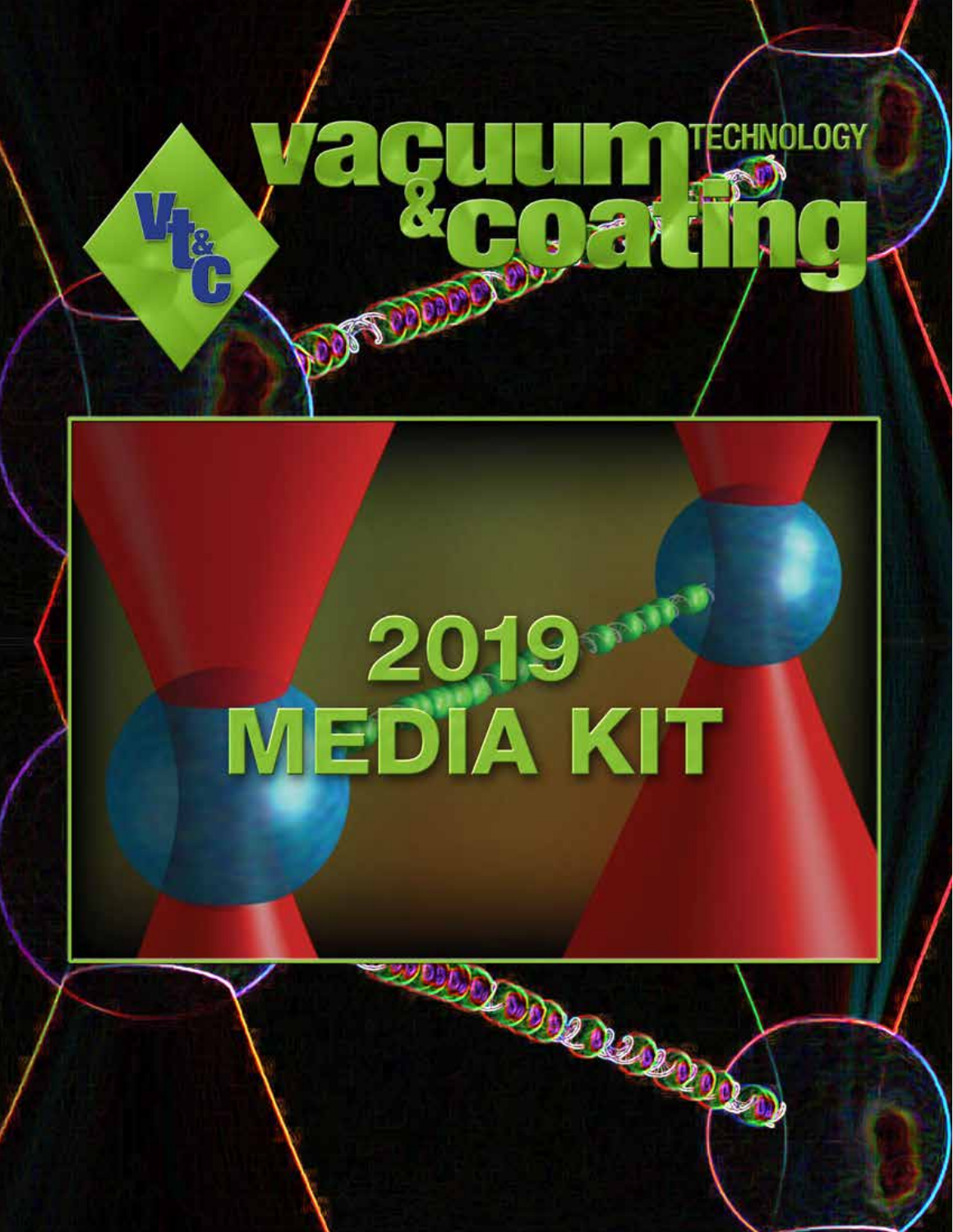# vacuum technology & coating

# 2019 MEDIA KIT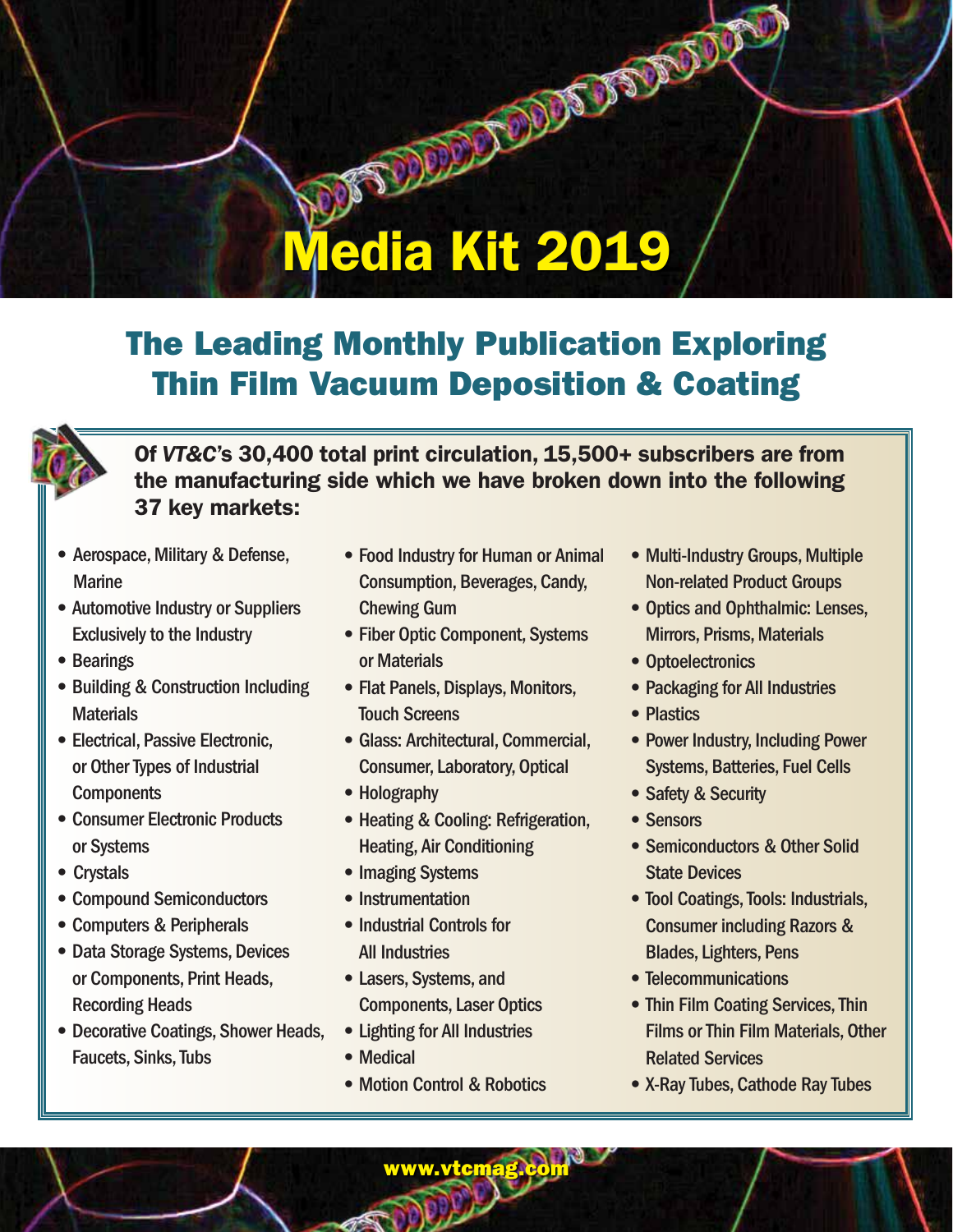# Media Kit 2019

## The Leading Monthly Publication Exploring Thin Film Vacuum Deposition & Coating

**Of *VT&C*'s 30,400 total print circulation, 15,500+ subscribers are from the manufacturing side which we have broken down into the following 37 key markets:**

- Aerospace, Military & Defense, Marine
- Automotive Industry or Suppliers Exclusively to the Industry
- Bearings
- Building & Construction Including Materials
- Electrical, Passive Electronic, or Other Types of Industrial Components
- Consumer Electronic Products or Systems
- Crystals
- Compound Semiconductors
- Computers & Peripherals
- Data Storage Systems, Devices or Components, Print Heads, Recording Heads
- Decorative Coatings, Shower Heads, Faucets, Sinks, Tubs
- Food Industry for Human or Animal Consumption, Beverages, Candy, Chewing Gum
- Fiber Optic Component, Systems or Materials
- Flat Panels, Displays, Monitors, Touch Screens
- Glass: Architectural, Commercial, Consumer, Laboratory, Optical
- Holography
- Heating & Cooling: Refrigeration, Heating, Air Conditioning
- Imaging Systems
- Instrumentation
- Industrial Controls for All Industries
- Lasers, Systems, and Components, Laser Optics
- Lighting for All Industries
- Medical
- Motion Control & Robotics
- Multi-Industry Groups, Multiple Non-related Product Groups
- Optics and Ophthalmic: Lenses, Mirrors, Prisms, Materials
- Optoelectronics
- Packaging for All Industries
- Plastics
- Power Industry, Including Power Systems, Batteries, Fuel Cells
- Safety & Security
- Sensors
- Semiconductors & Other Solid State Devices
- Tool Coatings, Tools: Industrials, Consumer including Razors & Blades, Lighters, Pens
- Telecommunications
- Thin Film Coating Services, Thin Films or Thin Film Materials, Other Related Services
- X-Ray Tubes, Cathode Ray Tubes

www.vtcmag.com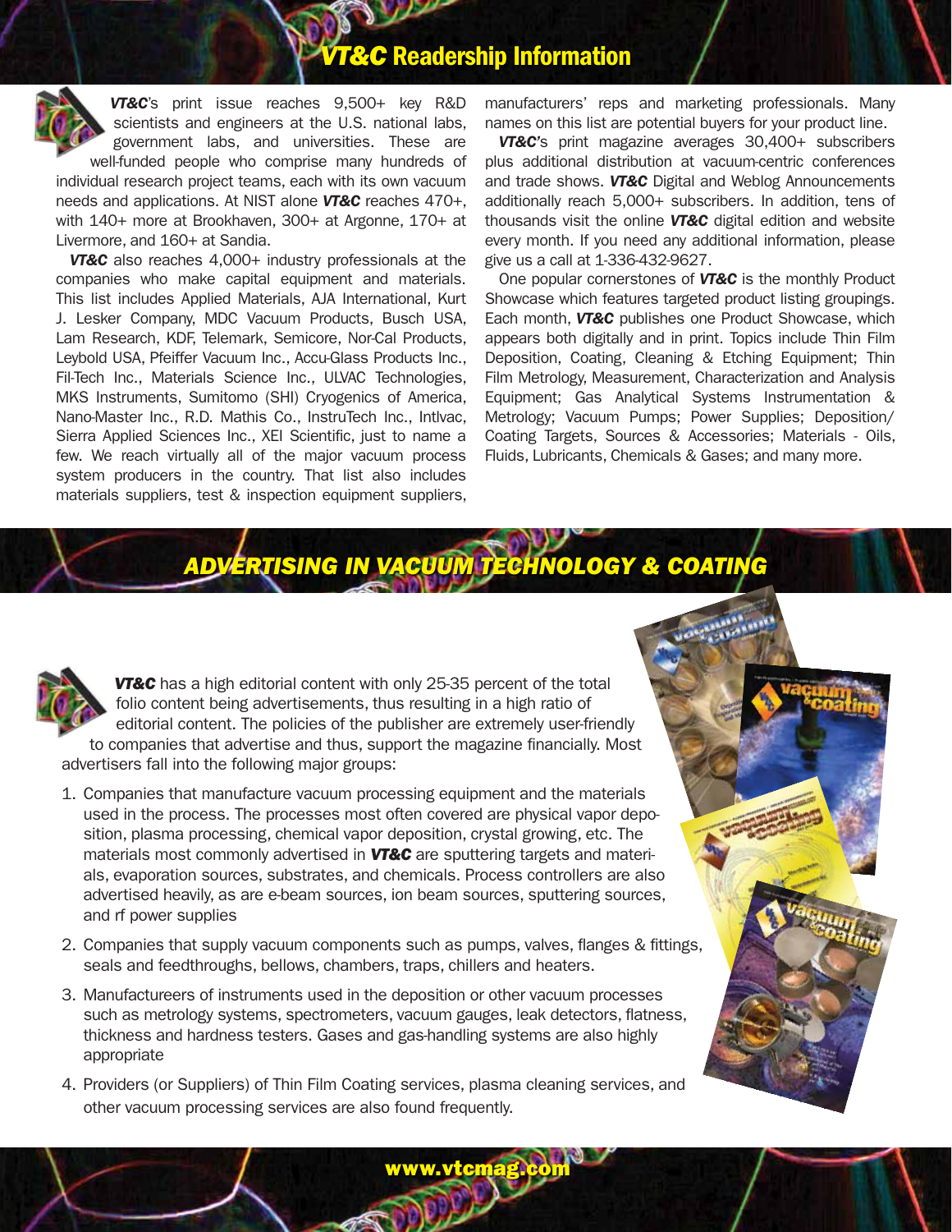# *VT&C* Readership Information

***VT&C***'s print issue reaches 9,500+ key R&D scientists and engineers at the U.S. national labs, government labs, and universities. These are well-funded people who comprise many hundreds of individual research project teams, each with its own vacuum needs and applications. At NIST alone ***VT&C*** reaches 470+, with 140+ more at Brookhaven, 300+ at Argonne, 170+ at Livermore, and 160+ at Sandia.

***VT&C*** also reaches 4,000+ industry professionals at the companies who make capital equipment and materials. This list includes Applied Materials, AJA International, Kurt J. Lesker Company, MDC Vacuum Products, Busch USA, Lam Research, KDF, Telemark, Semicore, Nor-Cal Products, Leybold USA, Pfeiffer Vacuum Inc., Accu-Glass Products Inc., Fil-Tech Inc., Materials Science Inc., ULVAC Technologies, MKS Instruments, Sumitomo (SHI) Cryogenics of America, Nano-Master Inc., R.D. Mathis Co., InstruTech Inc., Intlvac, Sierra Applied Sciences Inc., XEI Scientific, just to name a few. We reach virtually all of the major vacuum process system producers in the country. That list also includes materials suppliers, test & inspection equipment suppliers, manufacturers' reps and marketing professionals. Many names on this list are potential buyers for your product line.

***VT&C***'s print magazine averages 30,400+ subscribers plus additional distribution at vacuum-centric conferences and trade shows. ***VT&C*** Digital and Weblog Announcements additionally reach 5,000+ subscribers. In addition, tens of thousands visit the online ***VT&C*** digital edition and website every month. If you need any additional information, please give us a call at 1-336-432-9627.

One popular cornerstones of ***VT&C*** is the monthly Product Showcase which features targeted product listing groupings. Each month, ***VT&C*** publishes one Product Showcase, which appears both digitally and in print. Topics include Thin Film Deposition, Coating, Cleaning & Etching Equipment; Thin Film Metrology, Measurement, Characterization and Analysis Equipment; Gas Analytical Systems Instrumentation & Metrology; Vacuum Pumps; Power Supplies; Deposition/Coating Targets, Sources & Accessories; Materials - Oils, Fluids, Lubricants, Chemicals & Gases; and many more.

## *ADVERTISING IN VACUUM TECHNOLOGY & COATING*

***VT&C*** has a high editorial content with only 25-35 percent of the total folio content being advertisements, thus resulting in a high ratio of editorial content. The policies of the publisher are extremely user-friendly to companies that advertise and thus, support the magazine financially. Most advertisers fall into the following major groups:

1. Companies that manufacture vacuum processing equipment and the materials used in the process. The processes most often covered are physical vapor deposition, plasma processing, chemical vapor deposition, crystal growing, etc. The materials most commonly advertised in ***VT&C*** are sputtering targets and materials, evaporation sources, substrates, and chemicals. Process controllers are also advertised heavily, as are e-beam sources, ion beam sources, sputtering sources, and rf power supplies
2. Companies that supply vacuum components such as pumps, valves, flanges & fittings, seals and feedthroughs, bellows, chambers, traps, chillers and heaters.
3. Manufactureers of instruments used in the deposition or other vacuum processes such as metrology systems, spectrometers, vacuum gauges, leak detectors, flatness, thickness and hardness testers. Gases and gas-handling systems are also highly appropriate
4. Providers (or Suppliers) of Thin Film Coating services, plasma cleaning services, and other vacuum processing services are also found frequently.

www.vtcmag.com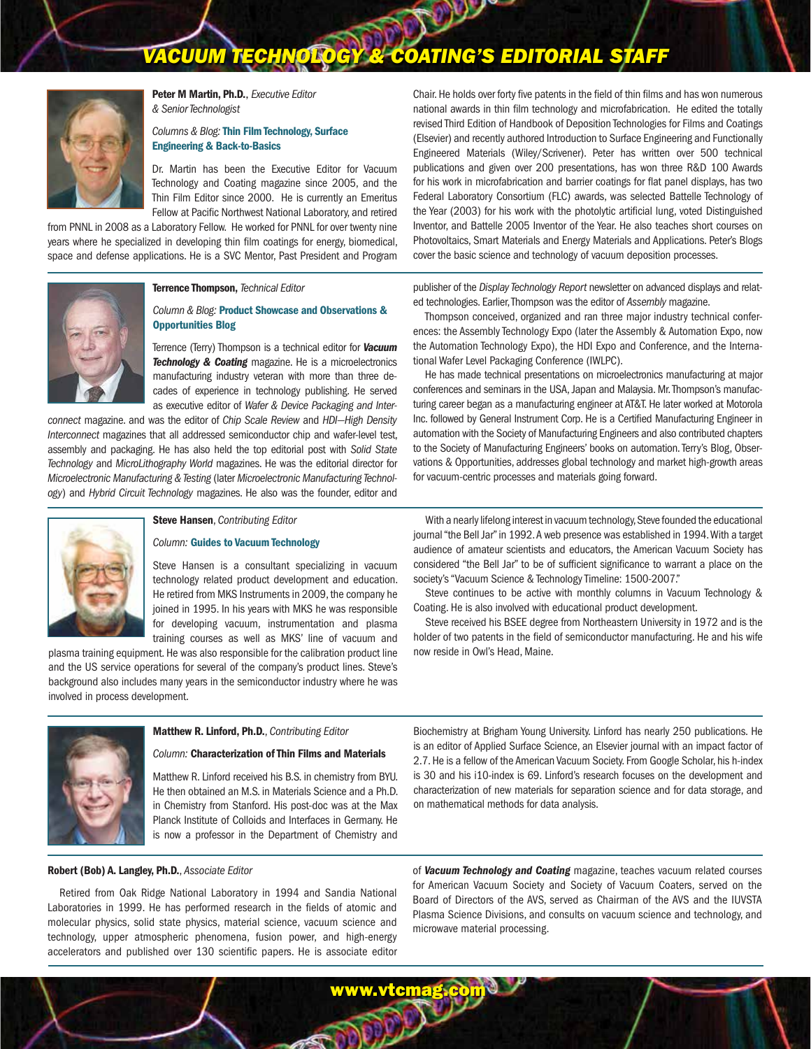# VACUUM TECHNOLOGY & COATING'S EDITORIAL STAFF

**Peter M Martin, Ph.D.**, *Executive Editor & Senior Technologist*

*Columns & Blog:* **Thin Film Technology, Surface Engineering & Back-to-Basics**

Dr. Martin has been the Executive Editor for Vacuum Technology and Coating magazine since 2005, and the Thin Film Editor since 2000. He is currently an Emeritus Fellow at Pacific Northwest National Laboratory, and retired from PNNL in 2008 as a Laboratory Fellow. He worked for PNNL for over twenty nine years where he specialized in developing thin film coatings for energy, biomedical, space and defense applications. He is a SVC Mentor, Past President and Program Chair. He holds over forty five patents in the field of thin films and has won numerous national awards in thin film technology and microfabrication. He edited the totally revised Third Edition of Handbook of Deposition Technologies for Films and Coatings (Elsevier) and recently authored Introduction to Surface Engineering and Functionally Engineered Materials (Wiley/Scrivener). Peter has written over 500 technical publications and given over 200 presentations, has won three R&D 100 Awards for his work in microfabrication and barrier coatings for flat panel displays, has two Federal Laboratory Consortium (FLC) awards, was selected Battelle Technology of the Year (2003) for his work with the photolytic artificial lung, voted Distinguished Inventor, and Battelle 2005 Inventor of the Year. He also teaches short courses on Photovoltaics, Smart Materials and Energy Materials and Applications. Peter's Blogs cover the basic science and technology of vacuum deposition processes.

---

**Terrence Thompson,** *Technical Editor*

*Column & Blog:* **Product Showcase and Observations & Opportunities Blog**

Terrence (Terry) Thompson is a technical editor for ***Vacuum Technology & Coating*** magazine. He is a microelectronics manufacturing industry veteran with more than three decades of experience in technology publishing. He served as executive editor of *Wafer & Device Packaging and Interconnect* magazine. and was the editor of *Chip Scale Review* and *HDI—High Density Interconnect* magazines that all addressed semiconductor chip and wafer-level test, assembly and packaging. He has also held the top editorial post with *Solid State Technology* and *MicroLithography World* magazines. He was the editorial director for *Microelectronic Manufacturing & Testing* (later *Microelectronic Manufacturing Technology*) and *Hybrid Circuit Technology* magazines. He also was the founder, editor and publisher of the *Display Technology Report* newsletter on advanced displays and related technologies. Earlier, Thompson was the editor of *Assembly* magazine.

Thompson conceived, organized and ran three major industry technical conferences: the Assembly Technology Expo (later the Assembly & Automation Expo, now the Automation Technology Expo), the HDI Expo and Conference, and the International Wafer Level Packaging Conference (IWLPC).

He has made technical presentations on microelectronics manufacturing at major conferences and seminars in the USA, Japan and Malaysia. Mr. Thompson's manufacturing career began as a manufacturing engineer at AT&T. He later worked at Motorola Inc. followed by General Instrument Corp. He is a Certified Manufacturing Engineer in automation with the Society of Manufacturing Engineers and also contributed chapters to the Society of Manufacturing Engineers' books on automation. Terry's Blog, Observations & Opportunities, addresses global technology and market high-growth areas for vacuum-centric processes and materials going forward.

---

**Steve Hansen**, *Contributing Editor*

*Column:* **Guides to Vacuum Technology**

Steve Hansen is a consultant specializing in vacuum technology related product development and education. He retired from MKS Instruments in 2009, the company he joined in 1995. In his years with MKS he was responsible for developing vacuum, instrumentation and plasma training courses as well as MKS' line of vacuum and plasma training equipment. He was also responsible for the calibration product line and the US service operations for several of the company's product lines. Steve's background also includes many years in the semiconductor industry where he was involved in process development.

With a nearly lifelong interest in vacuum technology, Steve founded the educational journal "the Bell Jar" in 1992. A web presence was established in 1994. With a target audience of amateur scientists and educators, the American Vacuum Society has considered "the Bell Jar" to be of sufficient significance to warrant a place on the society's "Vacuum Science & Technology Timeline: 1500-2007."

Steve continues to be active with monthly columns in Vacuum Technology & Coating. He is also involved with educational product development.

Steve received his BSEE degree from Northeastern University in 1972 and is the holder of two patents in the field of semiconductor manufacturing. He and his wife now reside in Owl's Head, Maine.

---

**Matthew R. Linford, Ph.D.**, *Contributing Editor*

*Column:* **Characterization of Thin Films and Materials**

Matthew R. Linford received his B.S. in chemistry from BYU. He then obtained an M.S. in Materials Science and a Ph.D. in Chemistry from Stanford. His post-doc was at the Max Planck Institute of Colloids and Interfaces in Germany. He is now a professor in the Department of Chemistry and Biochemistry at Brigham Young University. Linford has nearly 250 publications. He is an editor of Applied Surface Science, an Elsevier journal with an impact factor of 2.7. He is a fellow of the American Vacuum Society. From Google Scholar, his h-index is 30 and his i10-index is 69. Linford's research focuses on the development and characterization of new materials for separation science and for data storage, and on mathematical methods for data analysis.

---

**Robert (Bob) A. Langley, Ph.D.**, *Associate Editor*

Retired from Oak Ridge National Laboratory in 1994 and Sandia National Laboratories in 1999. He has performed research in the fields of atomic and molecular physics, solid state physics, material science, vacuum science and technology, upper atmospheric phenomena, fusion power, and high-energy accelerators and published over 130 scientific papers. He is associate editor of ***Vacuum Technology and Coating*** magazine, teaches vacuum related courses for American Vacuum Society and Society of Vacuum Coaters, served on the Board of Directors of the AVS, served as Chairman of the AVS and the IUVSTA Plasma Science Divisions, and consults on vacuum science and technology, and microwave material processing.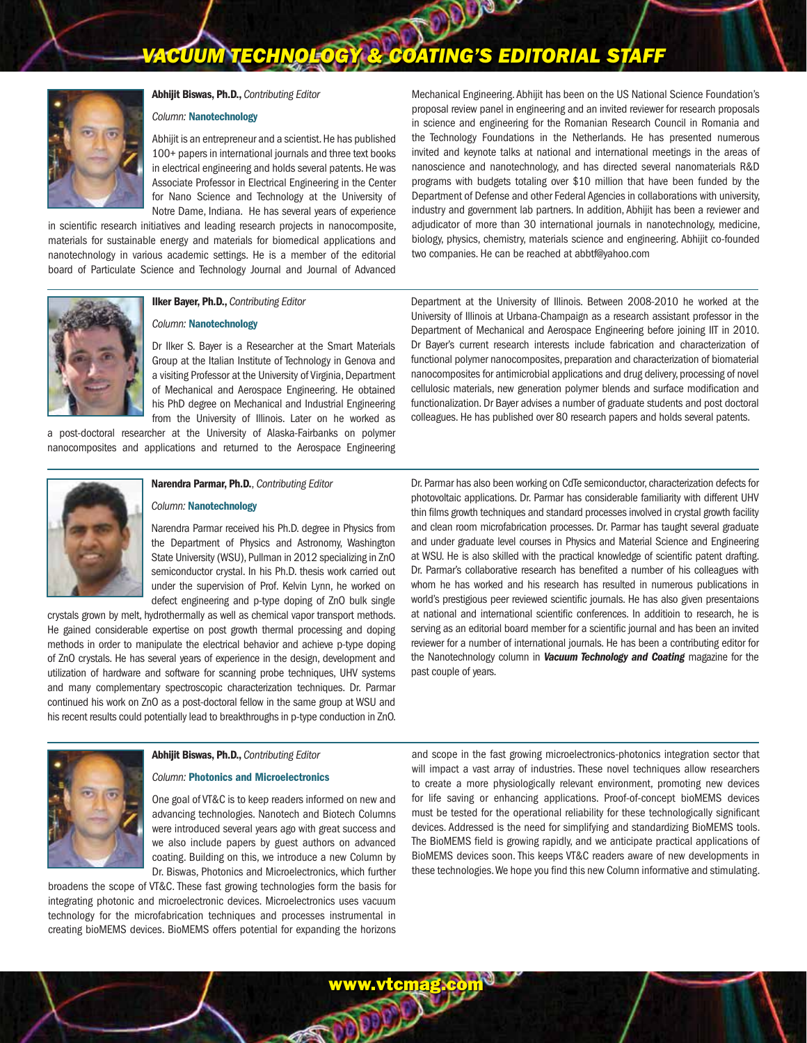# VACUUM TECHNOLOGY & COATING'S EDITORIAL STAFF

**Abhijit Biswas, Ph.D.,** *Contributing Editor*

*Column:* **Nanotechnology**

Abhijit is an entrepreneur and a scientist. He has published 100+ papers in international journals and three text books in electrical engineering and holds several patents. He was Associate Professor in Electrical Engineering in the Center for Nano Science and Technology at the University of Notre Dame, Indiana. He has several years of experience in scientific research initiatives and leading research projects in nanocomposite, materials for sustainable energy and materials for biomedical applications and nanotechnology in various academic settings. He is a member of the editorial board of Particulate Science and Technology Journal and Journal of Advanced Mechanical Engineering. Abhijit has been on the US National Science Foundation's proposal review panel in engineering and an invited reviewer for research proposals in science and engineering for the Romanian Research Council in Romania and the Technology Foundations in the Netherlands. He has presented numerous invited and keynote talks at national and international meetings in the areas of nanoscience and nanotechnology, and has directed several nanomaterials R&D programs with budgets totaling over $10 million that have been funded by the Department of Defense and other Federal Agencies in collaborations with university, industry and government lab partners. In addition, Abhijit has been a reviewer and adjudicator of more than 30 international journals in nanotechnology, medicine, biology, physics, chemistry, materials science and engineering. Abhijit co-founded two companies. He can be reached at abbtf@yahoo.com

---

**Ilker Bayer, Ph.D.,** *Contributing Editor*

*Column:* **Nanotechnology**

Dr Ilker S. Bayer is a Researcher at the Smart Materials Group at the Italian Institute of Technology in Genova and a visiting Professor at the University of Virginia, Department of Mechanical and Aerospace Engineering. He obtained his PhD degree on Mechanical and Industrial Engineering from the University of Illinois. Later on he worked as a post-doctoral researcher at the University of Alaska-Fairbanks on polymer nanocomposites and applications and returned to the Aerospace Engineering Department at the University of Illinois. Between 2008-2010 he worked at the University of Illinois at Urbana-Champaign as a research assistant professor in the Department of Mechanical and Aerospace Engineering before joining IIT in 2010. Dr Bayer's current research interests include fabrication and characterization of functional polymer nanocomposites, preparation and characterization of biomaterial nanocomposites for antimicrobial applications and drug delivery, processing of novel cellulosic materials, new generation polymer blends and surface modification and functionalization. Dr Bayer advises a number of graduate students and post doctoral colleagues. He has published over 80 research papers and holds several patents.

---

**Narendra Parmar, Ph.D.**, *Contributing Editor*

*Column:* **Nanotechnology**

Narendra Parmar received his Ph.D. degree in Physics from the Department of Physics and Astronomy, Washington State University (WSU), Pullman in 2012 specializing in ZnO semiconductor crystal. In his Ph.D. thesis work carried out under the supervision of Prof. Kelvin Lynn, he worked on defect engineering and p-type doping of ZnO bulk single crystals grown by melt, hydrothermally as well as chemical vapor transport methods. He gained considerable expertise on post growth thermal processing and doping methods in order to manipulate the electrical behavior and achieve p-type doping of ZnO crystals. He has several years of experience in the design, development and utilization of hardware and software for scanning probe techniques, UHV systems and many complementary spectroscopic characterization techniques. Dr. Parmar continued his work on ZnO as a post-doctoral fellow in the same group at WSU and his recent results could potentially lead to breakthroughs in p-type conduction in ZnO. Dr. Parmar has also been working on CdTe semiconductor, characterization defects for photovoltaic applications. Dr. Parmar has considerable familiarity with different UHV thin films growth techniques and standard processes involved in crystal growth facility and clean room microfabrication processes. Dr. Parmar has taught several graduate and under graduate level courses in Physics and Material Science and Engineering at WSU. He is also skilled with the practical knowledge of scientific patent drafting. Dr. Parmar's collaborative research has benefited a number of his colleagues with whom he has worked and his research has resulted in numerous publications in world's prestigious peer reviewed scientific journals. He has also given presentaions at national and international scientific conferences. In additioin to research, he is serving as an editorial board member for a scientific journal and has been an invited reviewer for a number of international journals. He has been a contributing editor for the Nanotechnology column in ***Vacuum Technology and Coating*** magazine for the past couple of years.

---

**Abhijit Biswas, Ph.D.,** *Contributing Editor*

*Column:* **Photonics and Microelectronics**

One goal of VT&C is to keep readers informed on new and advancing technologies. Nanotech and Biotech Columns were introduced several years ago with great success and we also include papers by guest authors on advanced coating. Building on this, we introduce a new Column by Dr. Biswas, Photonics and Microelectronics, which further broadens the scope of VT&C. These fast growing technologies form the basis for integrating photonic and microelectronic devices. Microelectronics uses vacuum technology for the microfabrication techniques and processes instrumental in creating bioMEMS devices. BioMEMS offers potential for expanding the horizons and scope in the fast growing microelectronics-photonics integration sector that will impact a vast array of industries. These novel techniques allow researchers to create a more physiologically relevant environment, promoting new devices for life saving or enhancing applications. Proof-of-concept bioMEMS devices must be tested for the operational reliability for these technologically significant devices. Addressed is the need for simplifying and standardizing BioMEMS tools. The BioMEMS field is growing rapidly, and we anticipate practical applications of BioMEMS devices soon. This keeps VT&C readers aware of new developments in these technologies. We hope you find this new Column informative and stimulating.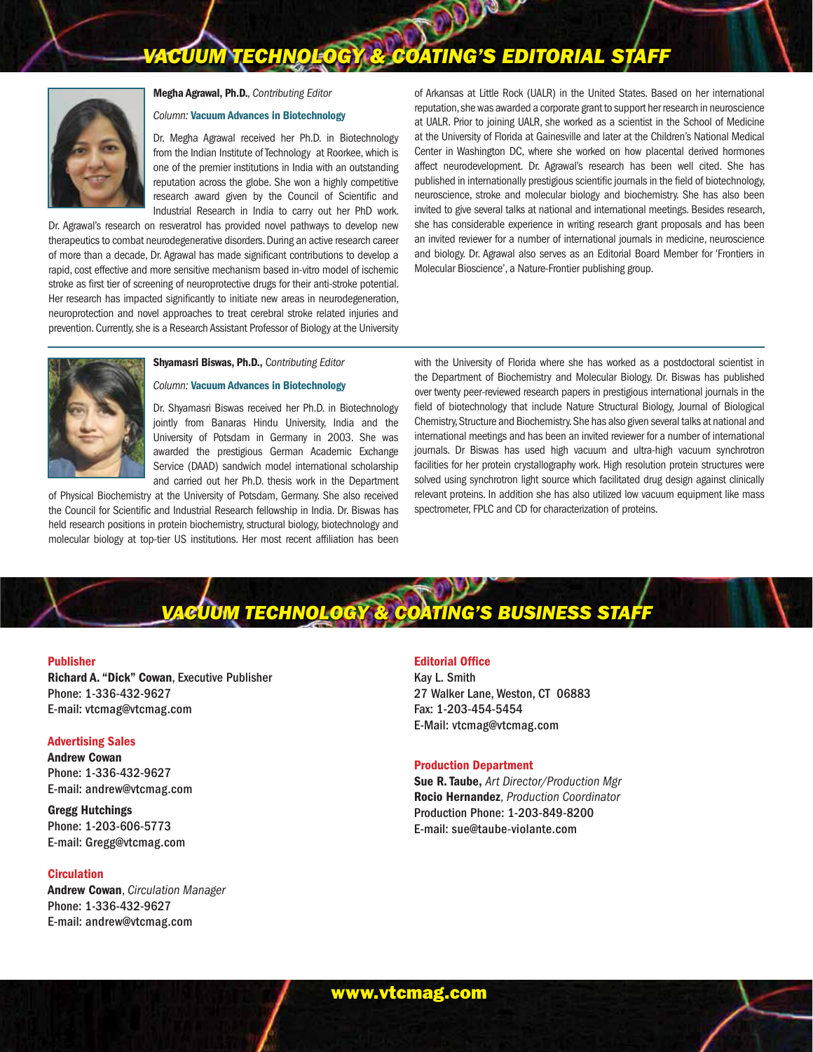# VACUUM TECHNOLOGY & COATING'S EDITORIAL STAFF

**Megha Agrawal, Ph.D.**, *Contributing Editor*

*Column:* **Vacuum Advances in Biotechnology**

Dr. Megha Agrawal received her Ph.D. in Biotechnology from the Indian Institute of Technology at Roorkee, which is one of the premier institutions in India with an outstanding reputation across the globe. She won a highly competitive research award given by the Council of Scientific and Industrial Research in India to carry out her PhD work. Dr. Agrawal's research on resveratrol has provided novel pathways to develop new therapeutics to combat neurodegenerative disorders. During an active research career of more than a decade, Dr. Agrawal has made significant contributions to develop a rapid, cost effective and more sensitive mechanism based in-vitro model of ischemic stroke as first tier of screening of neuroprotective drugs for their anti-stroke potential. Her research has impacted significantly to initiate new areas in neurodegeneration, neuroprotection and novel approaches to treat cerebral stroke related injuries and prevention. Currently, she is a Research Assistant Professor of Biology at the University of Arkansas at Little Rock (UALR) in the United States. Based on her international reputation, she was awarded a corporate grant to support her research in neuroscience at UALR. Prior to joining UALR, she worked as a scientist in the School of Medicine at the University of Florida at Gainesville and later at the Children's National Medical Center in Washington DC, where she worked on how placental derived hormones affect neurodevelopment. Dr. Agrawal's research has been well cited. She has published in internationally prestigious scientific journals in the field of biotechnology, neuroscience, stroke and molecular biology and biochemistry. She has also been invited to give several talks at national and international meetings. Besides research, she has considerable experience in writing research grant proposals and has been an invited reviewer for a number of international journals in medicine, neuroscience and biology. Dr. Agrawal also serves as an Editorial Board Member for 'Frontiers in Molecular Bioscience', a Nature-Frontier publishing group.

**Shyamasri Biswas, Ph.D.,** *Contributing Editor*

*Column:* **Vacuum Advances in Biotechnology**

Dr. Shyamasri Biswas received her Ph.D. in Biotechnology jointly from Banaras Hindu University, India and the University of Potsdam in Germany in 2003. She was awarded the prestigious German Academic Exchange Service (DAAD) sandwich model international scholarship and carried out her Ph.D. thesis work in the Department of Physical Biochemistry at the University of Potsdam, Germany. She also received the Council for Scientific and Industrial Research fellowship in India. Dr. Biswas has held research positions in protein biochemistry, structural biology, biotechnology and molecular biology at top-tier US institutions. Her most recent affiliation has been with the University of Florida where she has worked as a postdoctoral scientist in the Department of Biochemistry and Molecular Biology. Dr. Biswas has published over twenty peer-reviewed research papers in prestigious international journals in the field of biotechnology that include Nature Structural Biology, Journal of Biological Chemistry, Structure and Biochemistry. She has also given several talks at national and international meetings and has been an invited reviewer for a number of international journals. Dr Biswas has used high vacuum and ultra-high vacuum synchrotron facilities for her protein crystallography work. High resolution protein structures were solved using synchrotron light source which facilitated drug design against clinically relevant proteins. In addition she has also utilized low vacuum equipment like mass spectrometer, FPLC and CD for characterization of proteins.

# VACUUM TECHNOLOGY & COATING'S BUSINESS STAFF

**Publisher**

**Richard A. "Dick" Cowan**, Executive Publisher
Phone: 1-336-432-9627
E-mail: vtcmag@vtcmag.com

**Advertising Sales**

**Andrew Cowan**
Phone: 1-336-432-9627
E-mail: andrew@vtcmag.com

**Gregg Hutchings**
Phone: 1-203-606-5773
E-mail: Gregg@vtcmag.com

**Circulation**

**Andrew Cowan**, *Circulation Manager*
Phone: 1-336-432-9627
E-mail: andrew@vtcmag.com

**Editorial Office**

Kay L. Smith
27 Walker Lane, Weston, CT 06883
Fax: 1-203-454-5454
E-Mail: vtcmag@vtcmag.com

**Production Department**

**Sue R. Taube,** *Art Director/Production Mgr*
**Rocio Hernandez**, *Production Coordinator*
Production Phone: 1-203-849-8200
E-mail: sue@taube-violante.com

www.vtcmag.com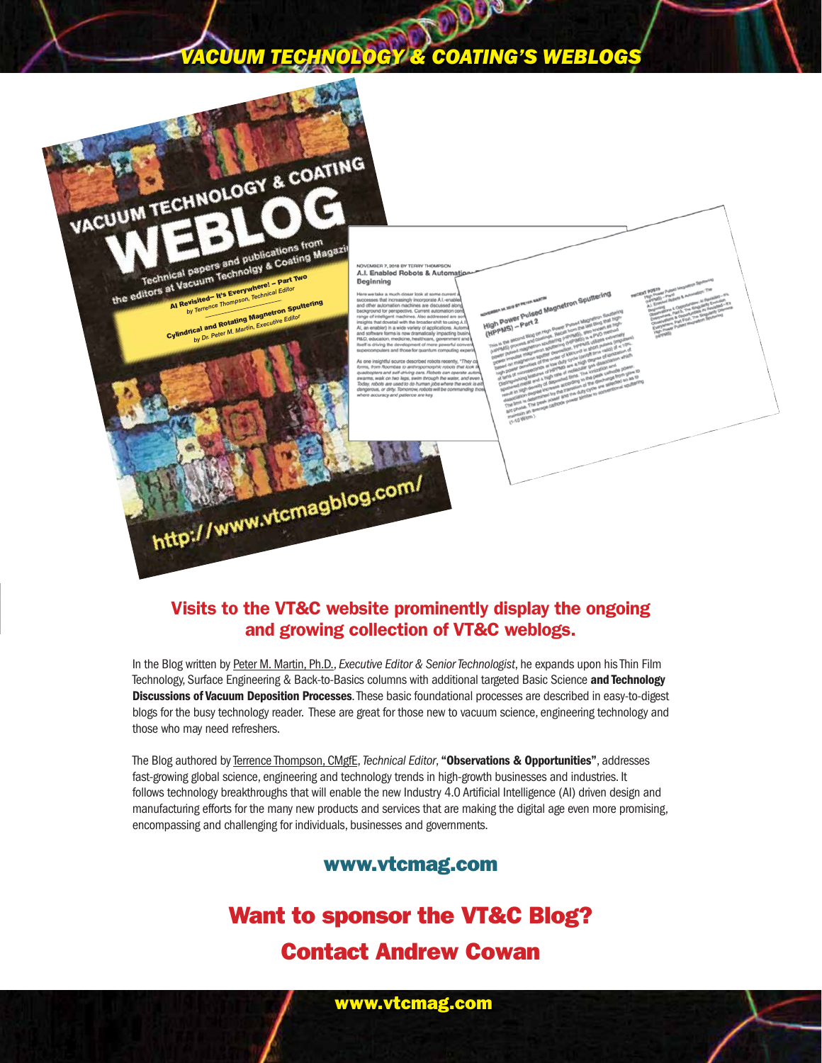# VACUUM TECHNOLOGY & COATING'S WEBLOGS

## Visits to the VT&C website prominently display the ongoing and growing collection of VT&C weblogs.

In the Blog written by Peter M. Martin, Ph.D., *Executive Editor & Senior Technologist*, he expands upon his Thin Film Technology, Surface Engineering & Back-to-Basics columns with additional targeted Basic Science **and Technology Discussions of Vacuum Deposition Processes**. These basic foundational processes are described in easy-to-digest blogs for the busy technology reader. These are great for those new to vacuum science, engineering technology and those who may need refreshers.

The Blog authored by Terrence Thompson, CMgfE, *Technical Editor*, **"Observations & Opportunities"**, addresses fast-growing global science, engineering and technology trends in high-growth businesses and industries. It follows technology breakthroughs that will enable the new Industry 4.0 Artificial Intelligence (AI) driven design and manufacturing efforts for the many new products and services that are making the digital age even more promising, encompassing and challenging for individuals, businesses and governments.

### www.vtcmag.com

## Want to sponsor the VT&C Blog?
## Contact Andrew Cowan

www.vtcmag.com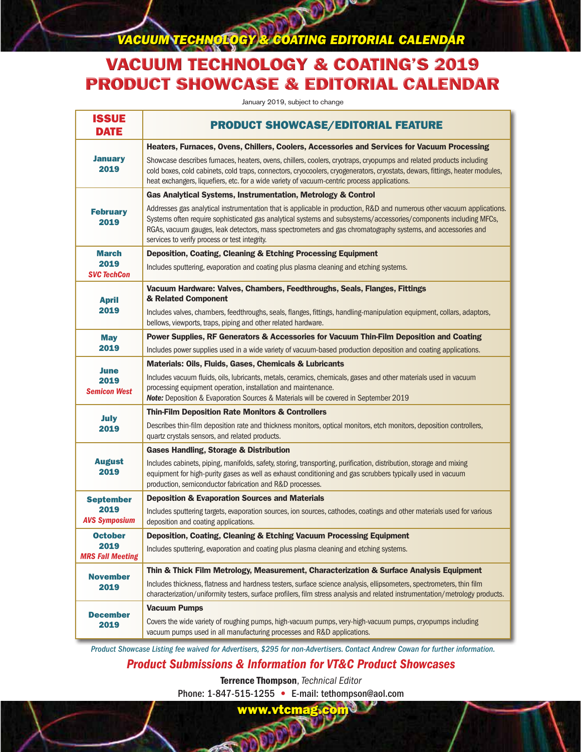# VACUUM TECHNOLOGY & COATING EDITORIAL CALENDAR

## VACUUM TECHNOLOGY & COATING'S 2019 PRODUCT SHOWCASE & EDITORIAL CALENDAR

January 2019, subject to change

| ISSUE DATE | PRODUCT SHOWCASE/EDITORIAL FEATURE |
|---|---|
| **January 2019** | **Heaters, Furnaces, Ovens, Chillers, Coolers, Accessories and Services for Vacuum Processing**<br>Showcase describes furnaces, heaters, ovens, chillers, coolers, cryotraps, cryopumps and related products including cold boxes, cold cabinets, cold traps, connectors, cryocoolers, cryogenerators, cryostats, dewars, fittings, heater modules, heat exchangers, liquefiers, etc. for a wide variety of vacuum-centric process applications. |
| **February 2019** | **Gas Analytical Systems, Instrumentation, Metrology & Control**<br>Addresses gas analytical instrumentation that is applicable in production, R&D and numerous other vacuum applications. Systems often require sophisticated gas analytical systems and subsystems/accessories/components including MFCs, RGAs, vacuum gauges, leak detectors, mass spectrometers and gas chromatography systems, and accessories and services to verify process or test integrity. |
| **March 2019** *SVC TechCon* | **Deposition, Coating, Cleaning & Etching Processing Equipment**<br>Includes sputtering, evaporation and coating plus plasma cleaning and etching systems. |
| **April 2019** | **Vacuum Hardware: Valves, Chambers, Feedthroughs, Seals, Flanges, Fittings & Related Component**<br>Includes valves, chambers, feedthroughs, seals, flanges, fittings, handling-manipulation equipment, collars, adaptors, bellows, viewports, traps, piping and other related hardware. |
| **May 2019** | **Power Supplies, RF Generators & Accessories for Vacuum Thin-Film Deposition and Coating**<br>Includes power supplies used in a wide variety of vacuum-based production deposition and coating applications. |
| **June 2019** *Semicon West* | **Materials: Oils, Fluids, Gases, Chemicals & Lubricants**<br>Includes vacuum fluids, oils, lubricants, metals, ceramics, chemicals, gases and other materials used in vacuum processing equipment operation, installation and maintenance.<br>***Note:*** Deposition & Evaporation Sources & Materials will be covered in September 2019 |
| **July 2019** | **Thin-Film Deposition Rate Monitors & Controllers**<br>Describes thin-film deposition rate and thickness monitors, optical monitors, etch monitors, deposition controllers, quartz crystals sensors, and related products. |
| **August 2019** | **Gases Handling, Storage & Distribution**<br>Includes cabinets, piping, manifolds, safety, storing, transporting, purification, distribution, storage and mixing equipment for high-purity gases as well as exhaust conditioning and gas scrubbers typically used in vacuum production, semiconductor fabrication and R&D processes. |
| **September 2019** *AVS Symposium* | **Deposition & Evaporation Sources and Materials**<br>Includes sputtering targets, evaporation sources, ion sources, cathodes, coatings and other materials used for various deposition and coating applications. |
| **October 2019** *MRS Fall Meeting* | **Deposition, Coating, Cleaning & Etching Vacuum Processing Equipment**<br>Includes sputtering, evaporation and coating plus plasma cleaning and etching systems. |
| **November 2019** | **Thin & Thick Film Metrology, Measurement, Characterization & Surface Analysis Equipment**<br>Includes thickness, flatness and hardness testers, surface science analysis, ellipsometers, spectrometers, thin film characterization/uniformity testers, surface profilers, film stress analysis and related instrumentation/metrology products. |
| **December 2019** | **Vacuum Pumps**<br>Covers the wide variety of roughing pumps, high-vacuum pumps, very-high-vacuum pumps, cryopumps including vacuum pumps used in all manufacturing processes and R&D applications. |

*Product Showcase Listing fee waived for Advertisers, $295 for non-Advertisers. Contact Andrew Cowan for further information.*

## *Product Submissions & Information for VT&C Product Showcases*

**Terrence Thompson**, *Technical Editor*

Phone: 1-847-515-1255 • E-mail: tethompson@aol.com

**www.vtcmag.com**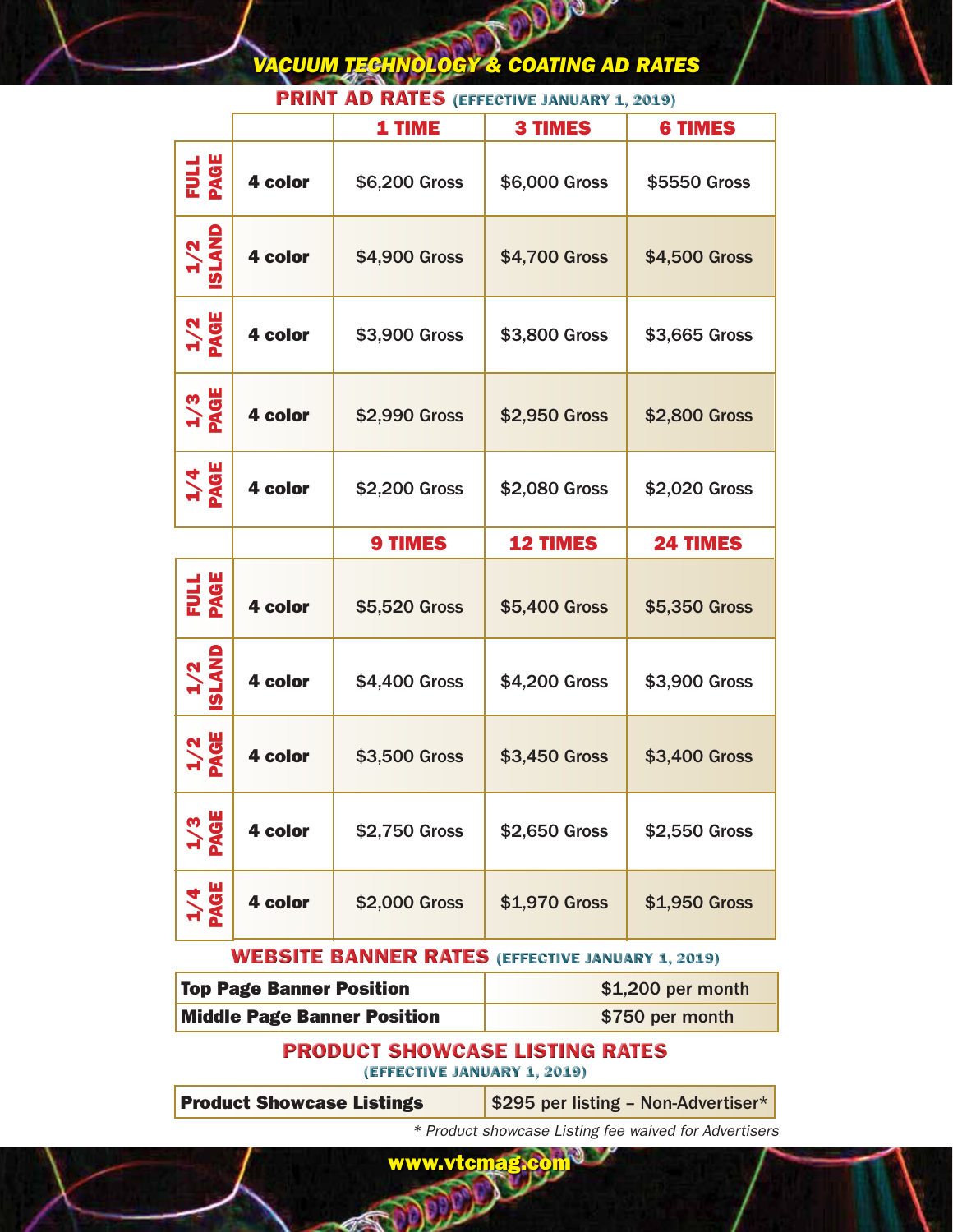# VACUUM TECHNOLOGY & COATING AD RATES

## PRINT AD RATES (EFFECTIVE JANUARY 1, 2019)

| | | 1 TIME | 3 TIMES | 6 TIMES |
|---|---|---|---|---|
| FULL PAGE | 4 color | $6,200 Gross | $6,000 Gross | $5550 Gross |
| 1/2 ISLAND | 4 color | $4,900 Gross | $4,700 Gross | $4,500 Gross |
| 1/2 PAGE | 4 color | $3,900 Gross | $3,800 Gross | $3,665 Gross |
| 1/3 PAGE | 4 color | $2,990 Gross | $2,950 Gross | $2,800 Gross |
| 1/4 PAGE | 4 color | $2,200 Gross | $2,080 Gross | $2,020 Gross |
| | | **9 TIMES** | **12 TIMES** | **24 TIMES** |
| FULL PAGE | 4 color | $5,520 Gross | $5,400 Gross | $5,350 Gross |
| 1/2 ISLAND | 4 color | $4,400 Gross | $4,200 Gross | $3,900 Gross |
| 1/2 PAGE | 4 color | $3,500 Gross | $3,450 Gross | $3,400 Gross |
| 1/3 PAGE | 4 color | $2,750 Gross | $2,650 Gross | $2,550 Gross |
| 1/4 PAGE | 4 color | $2,000 Gross | $1,970 Gross | $1,950 Gross |

## WEBSITE BANNER RATES (EFFECTIVE JANUARY 1, 2019)

| Position | Rate |
|---|---|
| **Top Page Banner Position** | $1,200 per month |
| **Middle Page Banner Position** | $750 per month |

## PRODUCT SHOWCASE LISTING RATES
(EFFECTIVE JANUARY 1, 2019)

| Listing | Rate |
|---|---|
| **Product Showcase Listings** | $295 per listing – Non-Advertiser* |

*\* Product showcase Listing fee waived for Advertisers*

www.vtcmag.com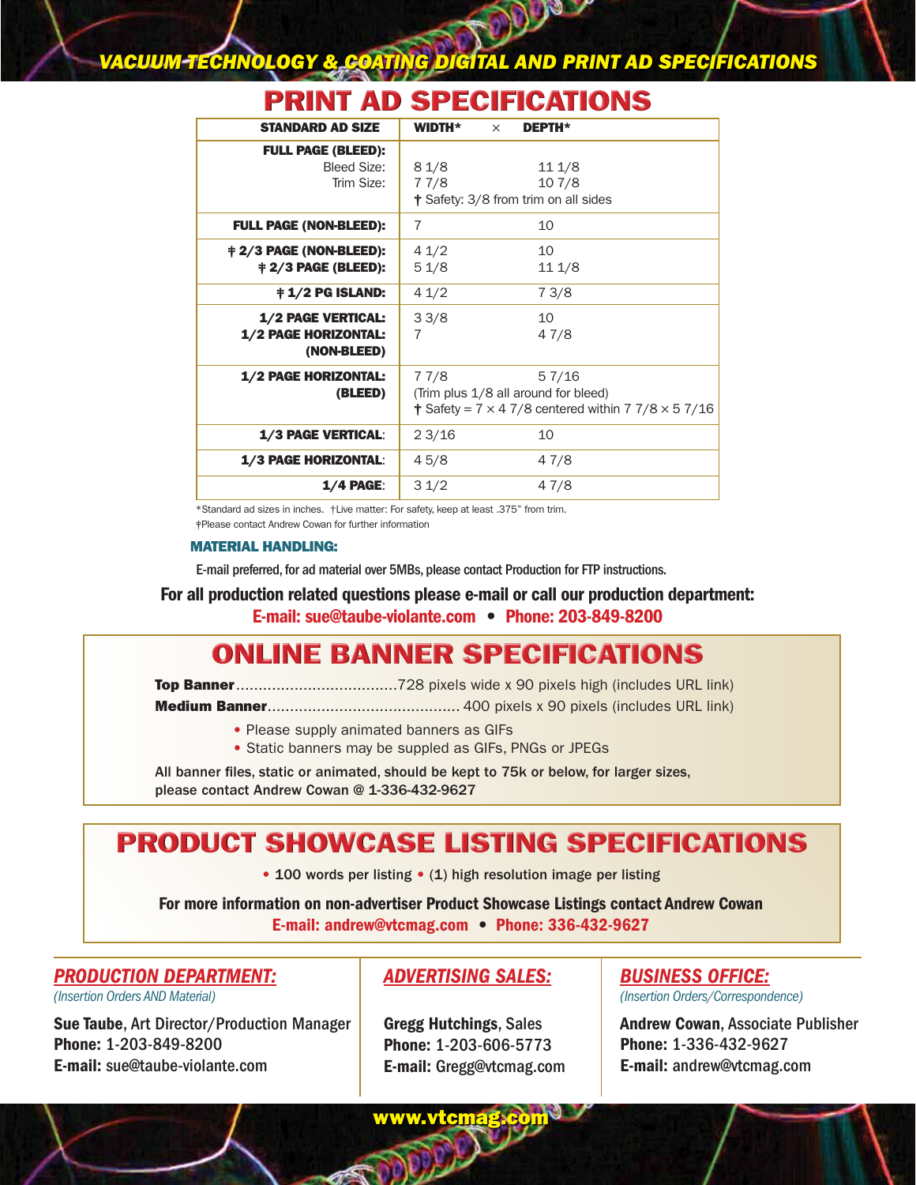# VACUUM TECHNOLOGY & COATING DIGITAL AND PRINT AD SPECIFICATIONS

## PRINT AD SPECIFICATIONS

| STANDARD AD SIZE | WIDTH* × | DEPTH* |
|---|---|---|
| **FULL PAGE (BLEED):** Bleed Size: Trim Size: | 8 1/8<br>7 7/8<br>† Safety: 3/8 from trim on all sides | 11 1/8<br>10 7/8 |
| **FULL PAGE (NON-BLEED):** | 7 | 10 |
| **‡ 2/3 PAGE (NON-BLEED):**<br>**‡ 2/3 PAGE (BLEED):** | 4 1/2<br>5 1/8 | 10<br>11 1/8 |
| **‡ 1/2 PG ISLAND:** | 4 1/2 | 7 3/8 |
| **1/2 PAGE VERTICAL:**<br>**1/2 PAGE HORIZONTAL: (NON-BLEED)** | 3 3/8<br>7 | 10<br>4 7/8 |
| **1/2 PAGE HORIZONTAL: (BLEED)** | 7 7/8<br>(Trim plus 1/8 all around for bleed)<br>† Safety = 7 × 4 7/8 centered within 7 7/8 × 5 7/16 | 5 7/16 |
| **1/3 PAGE VERTICAL:** | 2 3/16 | 10 |
| **1/3 PAGE HORIZONTAL:** | 4 5/8 | 4 7/8 |
| **1/4 PAGE:** | 3 1/2 | 4 7/8 |

*Standard ad sizes in inches. †Live matter: For safety, keep at least .375" from trim.
‡Please contact Andrew Cowan for further information

**MATERIAL HANDLING:**

E-mail preferred, for ad material over 5MBs, please contact Production for FTP instructions.

**For all production related questions please e-mail or call our production department:**
**E-mail: sue@taube-violante.com • Phone: 203-849-8200**

## ONLINE BANNER SPECIFICATIONS

**Top Banner**....................................728 pixels wide x 90 pixels high (includes URL link)
**Medium Banner**........................................... 400 pixels x 90 pixels (includes URL link)

- Please supply animated banners as GIFs
- Static banners may be suppled as GIFs, PNGs or JPEGs

All banner files, static or animated, should be kept to 75k or below, for larger sizes, please contact Andrew Cowan @ 1-336-432-9627

## PRODUCT SHOWCASE LISTING SPECIFICATIONS

• 100 words per listing • (1) high resolution image per listing

**For more information on non-advertiser Product Showcase Listings contact Andrew Cowan**
**E-mail: andrew@vtcmag.com • Phone: 336-432-9627**

### PRODUCTION DEPARTMENT:
*(Insertion Orders AND Material)*

**Sue Taube**, Art Director/Production Manager
**Phone:** 1-203-849-8200
**E-mail:** sue@taube-violante.com

### ADVERTISING SALES:

**Gregg Hutchings**, Sales
**Phone:** 1-203-606-5773
**E-mail:** Gregg@vtcmag.com

### BUSINESS OFFICE:
*(Insertion Orders/Correspondence)*

**Andrew Cowan**, Associate Publisher
**Phone:** 1-336-432-9627
**E-mail:** andrew@vtcmag.com

www.vtcmag.com